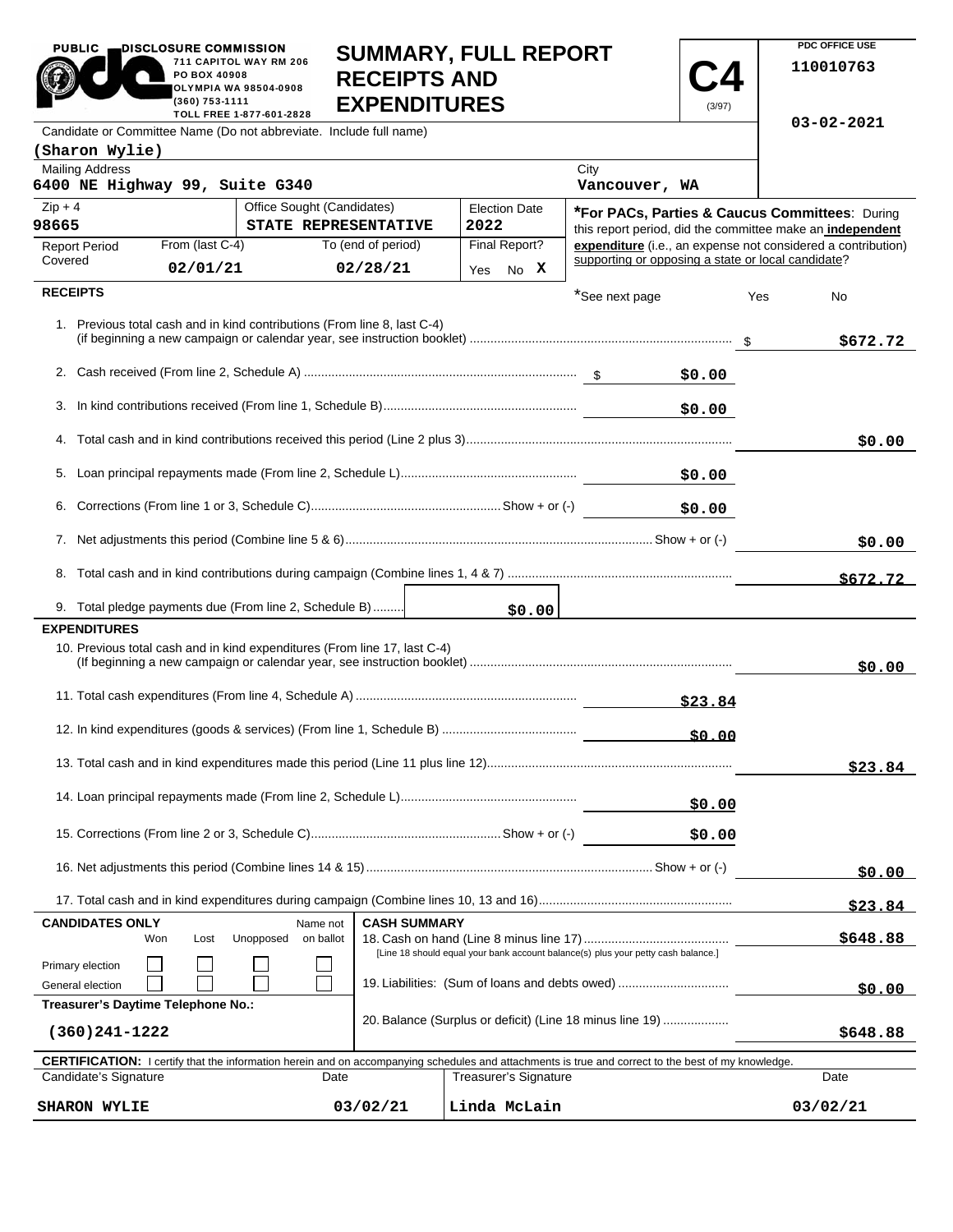PUBLIC DISCLOSURE COMMISSION
711 CAPITOL WAY RM 206
PO BOX 40908
OLYMPIA WA 98504-0908
(360) 753-1111
TOLL FREE 1-877-601-2828

# SUMMARY, FULL REPORT RECEIPTS AND EXPENDITURES

**C4** (3/97)

PDC OFFICE USE
110010763

03-02-2021

Candidate or Committee Name (Do not abbreviate. Include full name)
**(Sharon Wylie)**

| Mailing Address | City |
|---|---|
| 6400 NE Highway 99, Suite G340 | Vancouver, WA |

| Zip + 4 | Office Sought (Candidates) | Election Date |
|---|---|---|
| 98665 | STATE REPRESENTATIVE | 2022 |

| Report Period Covered | From (last C-4) | To (end of period) | Final Report? |
|---|---|---|---|
| | 02/01/21 | 02/28/21 | Yes No X |

**\*For PACs, Parties & Caucus Committees**: During this report period, did the committee make an **independent expenditure** (i.e., an expense not considered a contribution) supporting or opposing a state or local candidate?

*See next page Yes No

## RECEIPTS

| | | |
|---|---|---|
| 1. Previous total cash and in kind contributions (From line 8, last C-4) (if beginning a new campaign or calendar year, see instruction booklet) | | $672.72 |
| 2. Cash received (From line 2, Schedule A) | $0.00 | |
| 3. In kind contributions received (From line 1, Schedule B) | $0.00 | |
| 4. Total cash and in kind contributions received this period (Line 2 plus 3) | | $0.00 |
| 5. Loan principal repayments made (From line 2, Schedule L) | $0.00 | |
| 6. Corrections (From line 1 or 3, Schedule C) Show + or (-) | $0.00 | |
| 7. Net adjustments this period (Combine line 5 & 6) Show + or (-) | | $0.00 |
| 8. Total cash and in kind contributions during campaign (Combine lines 1, 4 & 7) | | $672.72 |
| 9. Total pledge payments due (From line 2, Schedule B) | $0.00 | |

## EXPENDITURES

| | | |
|---|---|---|
| 10. Previous total cash and in kind expenditures (From line 17, last C-4) (If beginning a new campaign or calendar year, see instruction booklet) | | $0.00 |
| 11. Total cash expenditures (From line 4, Schedule A) | $23.84 | |
| 12. In kind expenditures (goods & services) (From line 1, Schedule B) | $0.00 | |
| 13. Total cash and in kind expenditures made this period (Line 11 plus line 12) | | $23.84 |
| 14. Loan principal repayments made (From line 2, Schedule L) | $0.00 | |
| 15. Corrections (From line 2 or 3, Schedule C) Show + or (-) | $0.00 | |
| 16. Net adjustments this period (Combine lines 14 & 15) Show + or (-) | | $0.00 |
| 17. Total cash and in kind expenditures during campaign (Combine lines 10, 13 and 16) | | $23.84 |

**CANDIDATES ONLY**

| | Won | Lost | Unopposed | Name not on ballot |
|---|---|---|---|---|
| Primary election | ☐ | ☐ | ☐ | ☐ |
| General election | ☐ | ☐ | ☐ | ☐ |

**Treasurer's Daytime Telephone No.:**
(360)241-1222

**CASH SUMMARY**

| | |
|---|---|
| 18. Cash on hand (Line 8 minus line 17) [Line 18 should equal your bank account balance(s) plus your petty cash balance.] | $648.88 |
| 19. Liabilities: (Sum of loans and debts owed) | $0.00 |
| 20. Balance (Surplus or deficit) (Line 18 minus line 19) | $648.88 |

**CERTIFICATION:** I certify that the information herein and on accompanying schedules and attachments is true and correct to the best of my knowledge.

| Candidate's Signature | Date | Treasurer's Signature | Date |
|---|---|---|---|
| SHARON WYLIE | 03/02/21 | Linda McLain | 03/02/21 |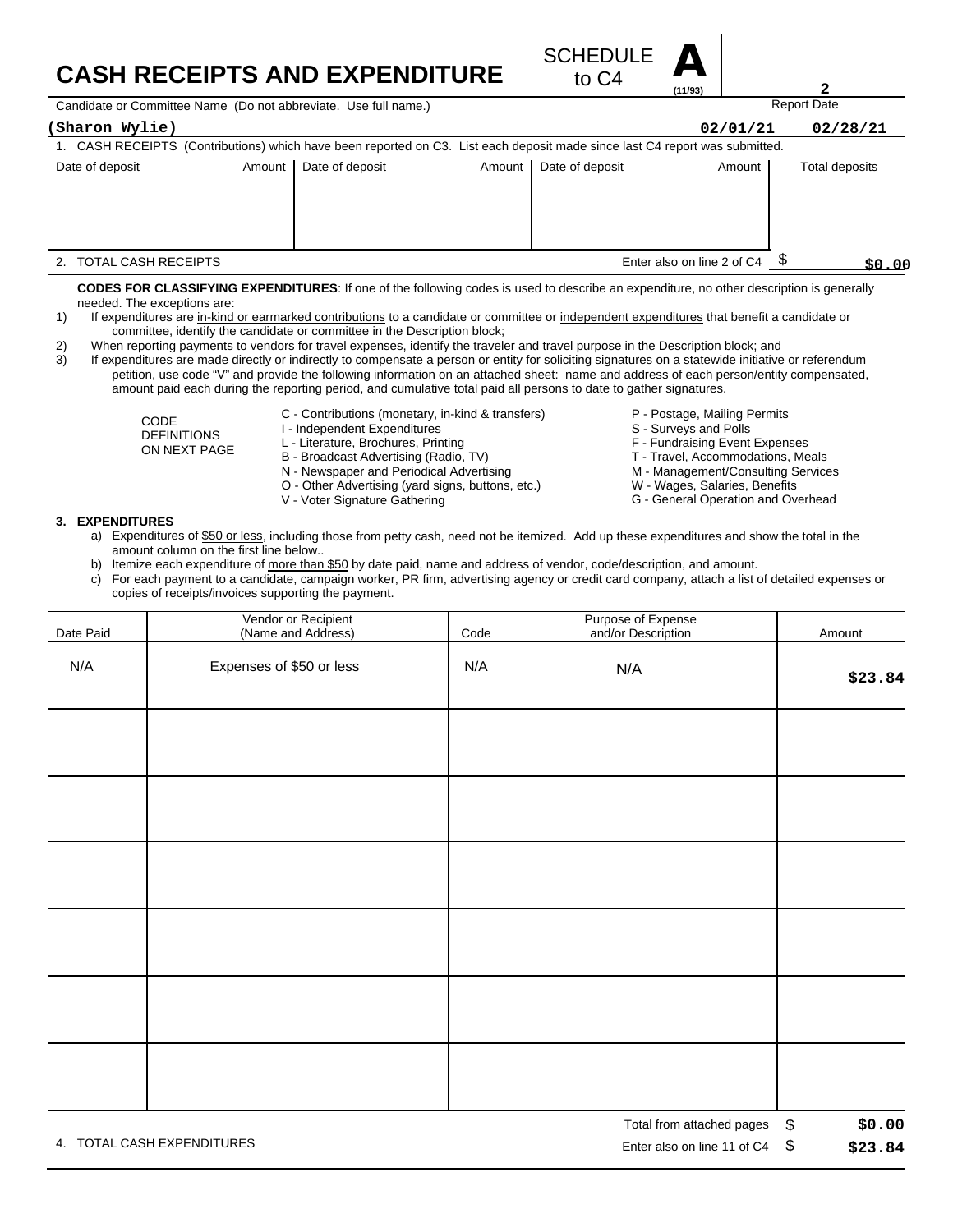# CASH RECEIPTS AND EXPENDITURE

SCHEDULE **A** to C4 (11/93)

**2**

Candidate or Committee Name (Do not abbreviate. Use full name.) | Report Date

**(Sharon Wylie)** **02/01/21** **02/28/21**

1. CASH RECEIPTS (Contributions) which have been reported on C3. List each deposit made since last C4 report was submitted.

| Date of deposit | Amount | Date of deposit | Amount | Date of deposit | Amount | Total deposits |
|---|---|---|---|---|---|---|
| | | | | | | |

2. TOTAL CASH RECEIPTS — Enter also on line 2 of C4 $ **$0.00**

**CODES FOR CLASSIFYING EXPENDITURES**: If one of the following codes is used to describe an expenditure, no other description is generally needed. The exceptions are:

1) If expenditures are in-kind or earmarked contributions to a candidate or committee or independent expenditures that benefit a candidate or committee, identify the candidate or committee in the Description block;
2) When reporting payments to vendors for travel expenses, identify the traveler and travel purpose in the Description block; and
3) If expenditures are made directly or indirectly to compensate a person or entity for soliciting signatures on a statewide initiative or referendum petition, use code "V" and provide the following information on an attached sheet: name and address of each person/entity compensated, amount paid each during the reporting period, and cumulative total paid all persons to date to gather signatures.

CODE DEFINITIONS ON NEXT PAGE

- C - Contributions (monetary, in-kind & transfers)
- I - Independent Expenditures
- L - Literature, Brochures, Printing
- B - Broadcast Advertising (Radio, TV)
- N - Newspaper and Periodical Advertising
- O - Other Advertising (yard signs, buttons, etc.)
- V - Voter Signature Gathering
- P - Postage, Mailing Permits
- S - Surveys and Polls
- F - Fundraising Event Expenses
- T - Travel, Accommodations, Meals
- M - Management/Consulting Services
- W - Wages, Salaries, Benefits
- G - General Operation and Overhead

**3. EXPENDITURES**

a) Expenditures of $50 or less, including those from petty cash, need not be itemized. Add up these expenditures and show the total in the amount column on the first line below..
b) Itemize each expenditure of more than $50 by date paid, name and address of vendor, code/description, and amount.
c) For each payment to a candidate, campaign worker, PR firm, advertising agency or credit card company, attach a list of detailed expenses or copies of receipts/invoices supporting the payment.

| Date Paid | Vendor or Recipient (Name and Address) | Code | Purpose of Expense and/or Description | Amount |
|---|---|---|---|---|
| N/A | Expenses of $50 or less | N/A | N/A | **$23.84** |
| | | | | |
| | | | | |
| | | | | |
| | | | | |
| | | | | |
| | | | | |

Total from attached pages $ **$0.00**

4. TOTAL CASH EXPENDITURES — Enter also on line 11 of C4 $ **$23.84**